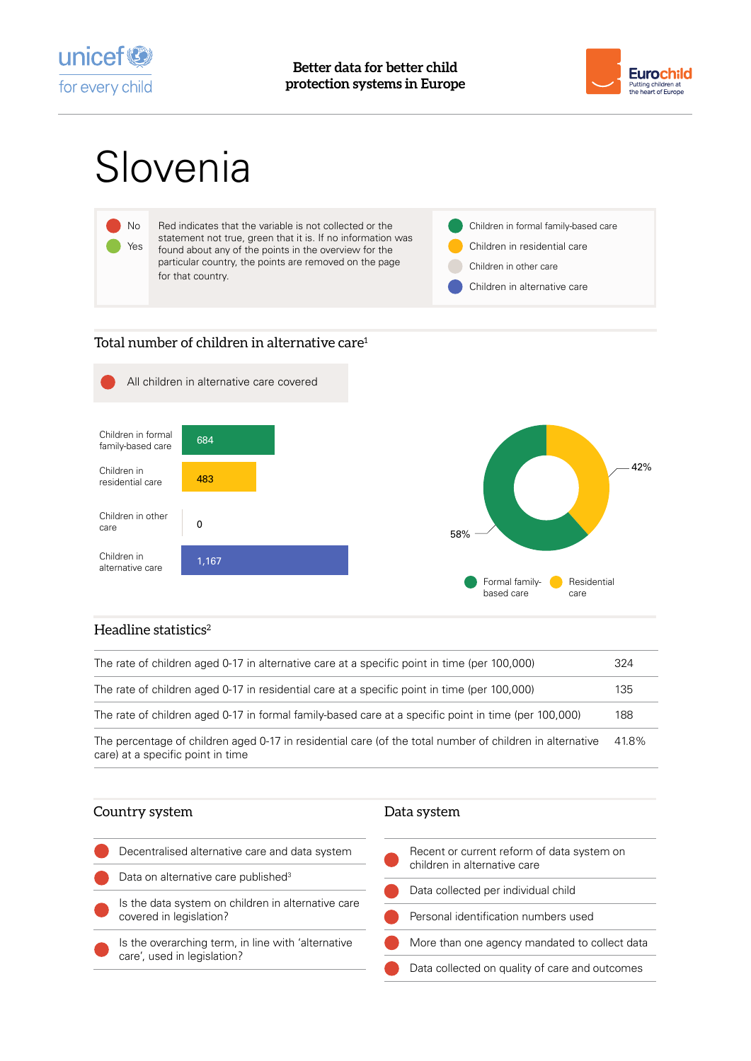Better data for better child protection systems in Europe

# Slovenia

| | |
|---|---|
| No (red) / Yes (green) | Red indicates that the variable is not collected or the statement not true, green that it is. If no information was found about any of the points in the overview for the particular country, the points are removed on the page for that country. |

- Children in formal family-based care
- Children in residential care
- Children in other care
- Children in alternative care

## Total number of children in alternative care[1]

| All children in alternative care covered | No |
|---|---|

| Category | Number |
|---|---|
| Children in formal family-based care | 684 |
| Children in residential care | 483 |
| Children in other care | 0 |
| Children in alternative care | 1,167 |

| Care type | Share |
|---|---|
| Formal family-based care | 58% |
| Residential care | 42% |

## Headline statistics[2]

| Statistic | Value |
|---|---|
| The rate of children aged 0-17 in alternative care at a specific point in time (per 100,000) | 324 |
| The rate of children aged 0-17 in residential care at a specific point in time (per 100,000) | 135 |
| The rate of children aged 0-17 in formal family-based care at a specific point in time (per 100,000) | 188 |
| The percentage of children aged 0-17 in residential care (of the total number of children in alternative care) at a specific point in time | 41.8% |

## Country system

| Item | Status |
|---|---|
| Decentralised alternative care and data system | No |
| Data on alternative care published[3] | No |
| Is the data system on children in alternative care covered in legislation? | No |
| Is the overarching term, in line with 'alternative care', used in legislation? | No |

## Data system

| Item | Status |
|---|---|
| Recent or current reform of data system on children in alternative care | No |
| Data collected per individual child | No |
| Personal identification numbers used | No |
| More than one agency mandated to collect data | No |
| Data collected on quality of care and outcomes | No |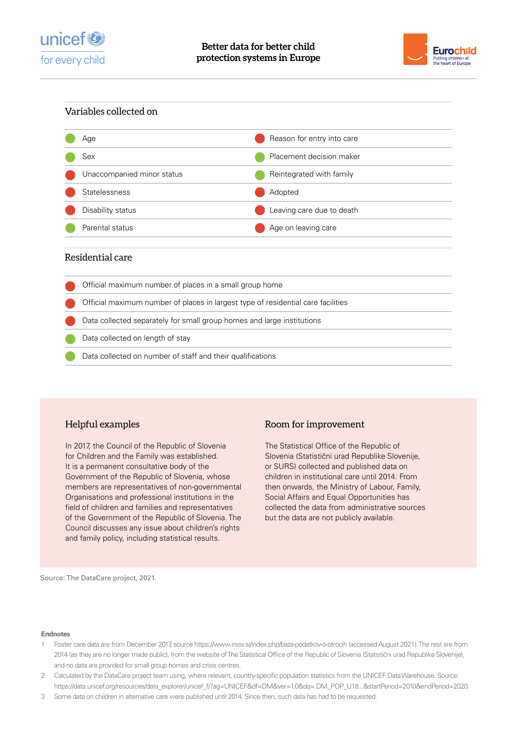## Variables collected on

| | | | |
|---|---|---|---|
| 🟢 | Age | 🔴 | Reason for entry into care |
| 🟢 | Sex | 🟢 | Placement decision maker |
| 🔴 | Unaccompanied minor status | 🟢 | Reintegrated with family |
| 🔴 | Statelessness | 🔴 | Adopted |
| 🔴 | Disability status | 🔴 | Leaving care due to death |
| 🟢 | Parental status | 🔴 | Age on leaving care |

## Residential care

| | |
|---|---|
| 🔴 | Official maximum number of places in a small group home |
| 🔴 | Official maximum number of places in largest type of residential care facilities |
| 🔴 | Data collected separately for small group homes and large institutions |
| 🟢 | Data collected on length of stay |
| 🟢 | Data collected on number of staff and their qualifications |

### Helpful examples

In 2017, the Council of the Republic of Slovenia for Children and the Family was established. It is a permanent consultative body of the Government of the Republic of Slovenia, whose members are representatives of non-governmental Organisations and professional institutions in the field of children and families and representatives of the Government of the Republic of Slovenia. The Council discusses any issue about children's rights and family policy, including statistical results.

### Room for improvement

The Statistical Office of the Republic of Slovenia (Statistični urad Republike Slovenije, or SURS) collected and published data on children in institutional care until 2014. From then onwards, the Ministry of Labour, Family, Social Affairs and Equal Opportunities has collected the data from administrative sources but the data are not publicly available.

Source: The DataCare project, 2021.

**Endnotes**

1. Foster care data are from December 2017, source https://www.irssv.si/index.php/baza-podatkov-o-otrocih (accessed August 2021). The rest are from 2014 (as they are no longer made public), from the website of The Statistical Office of the Republic of Slovenia (Statistični urad Republike Slovenije), and no data are provided for small group homes and crisis centres.
2. Calculated by the DataCare project team using, where relevant, country-specific population statistics from the UNICEF Data Warehouse. Source: https://data.unicef.org/resources/data_explorer/unicef_f/?ag=UNICEF&df=DM&ver=1.0&dq=.DM_POP_U18...&startPeriod=2010&endPeriod=2020.
3. Some data on children in alternative care were published until 2014. Since then, such data has had to be requested.